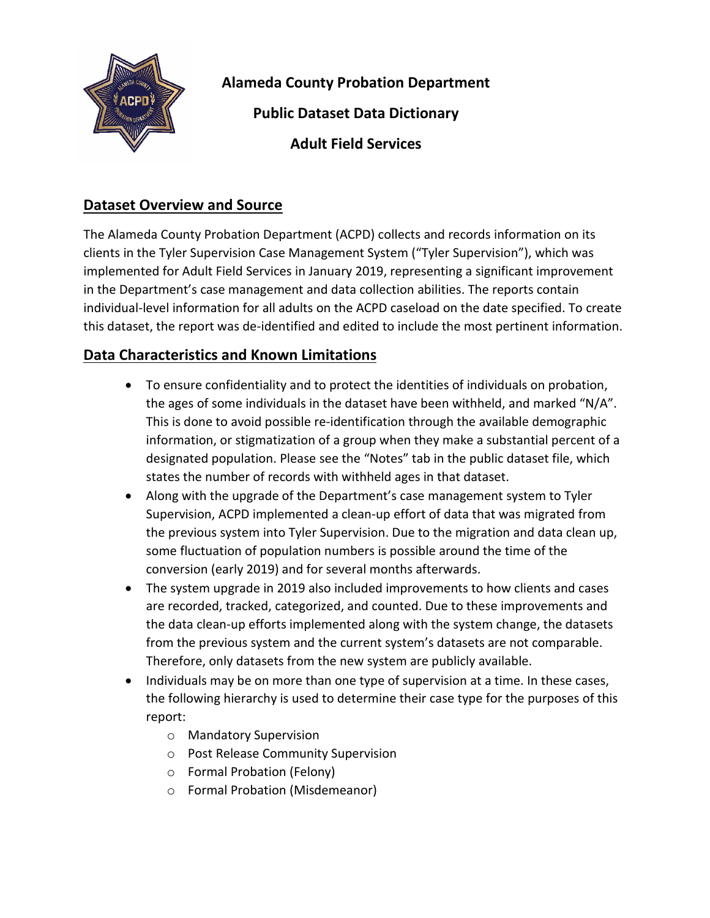# Alameda County Probation Department

## Public Dataset Data Dictionary

## Adult Field Services

## Dataset Overview and Source

The Alameda County Probation Department (ACPD) collects and records information on its clients in the Tyler Supervision Case Management System ("Tyler Supervision"), which was implemented for Adult Field Services in January 2019, representing a significant improvement in the Department's case management and data collection abilities. The reports contain individual-level information for all adults on the ACPD caseload on the date specified. To create this dataset, the report was de-identified and edited to include the most pertinent information.

## Data Characteristics and Known Limitations

- To ensure confidentiality and to protect the identities of individuals on probation, the ages of some individuals in the dataset have been withheld, and marked "N/A". This is done to avoid possible re-identification through the available demographic information, or stigmatization of a group when they make a substantial percent of a designated population. Please see the "Notes" tab in the public dataset file, which states the number of records with withheld ages in that dataset.
- Along with the upgrade of the Department's case management system to Tyler Supervision, ACPD implemented a clean-up effort of data that was migrated from the previous system into Tyler Supervision. Due to the migration and data clean up, some fluctuation of population numbers is possible around the time of the conversion (early 2019) and for several months afterwards.
- The system upgrade in 2019 also included improvements to how clients and cases are recorded, tracked, categorized, and counted. Due to these improvements and the data clean-up efforts implemented along with the system change, the datasets from the previous system and the current system's datasets are not comparable. Therefore, only datasets from the new system are publicly available.
- Individuals may be on more than one type of supervision at a time. In these cases, the following hierarchy is used to determine their case type for the purposes of this report:
  - Mandatory Supervision
  - Post Release Community Supervision
  - Formal Probation (Felony)
  - Formal Probation (Misdemeanor)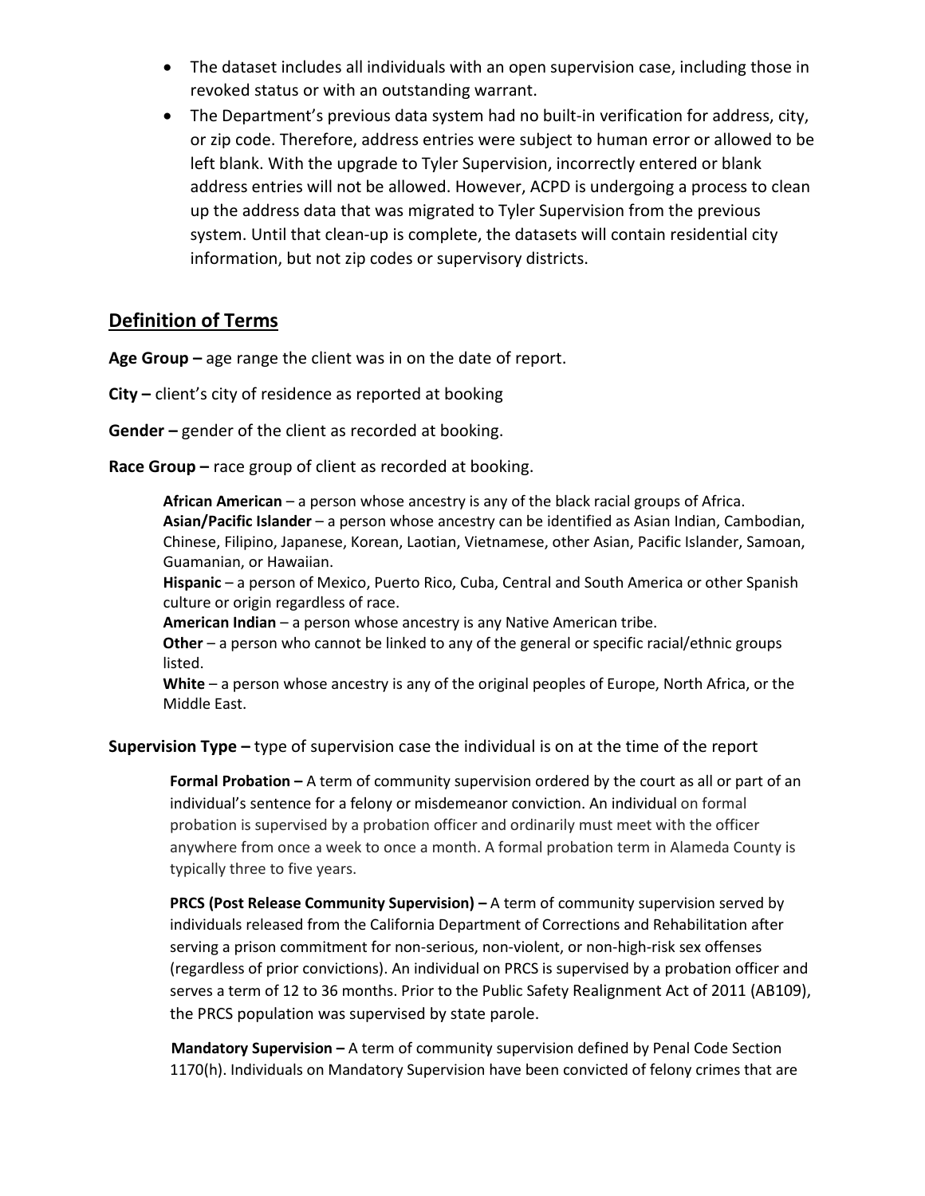- The dataset includes all individuals with an open supervision case, including those in revoked status or with an outstanding warrant.
- The Department's previous data system had no built-in verification for address, city, or zip code. Therefore, address entries were subject to human error or allowed to be left blank. With the upgrade to Tyler Supervision, incorrectly entered or blank address entries will not be allowed. However, ACPD is undergoing a process to clean up the address data that was migrated to Tyler Supervision from the previous system. Until that clean-up is complete, the datasets will contain residential city information, but not zip codes or supervisory districts.

## Definition of Terms

**Age Group –** age range the client was in on the date of report.

**City –** client's city of residence as reported at booking

**Gender –** gender of the client as recorded at booking.

**Race Group –** race group of client as recorded at booking.

> **African American** – a person whose ancestry is any of the black racial groups of Africa.
> **Asian/Pacific Islander** – a person whose ancestry can be identified as Asian Indian, Cambodian, Chinese, Filipino, Japanese, Korean, Laotian, Vietnamese, other Asian, Pacific Islander, Samoan, Guamanian, or Hawaiian.
> **Hispanic** – a person of Mexico, Puerto Rico, Cuba, Central and South America or other Spanish culture or origin regardless of race.
> **American Indian** – a person whose ancestry is any Native American tribe.
> **Other** – a person who cannot be linked to any of the general or specific racial/ethnic groups listed.
> **White** – a person whose ancestry is any of the original peoples of Europe, North Africa, or the Middle East.

**Supervision Type –** type of supervision case the individual is on at the time of the report

> **Formal Probation –** A term of community supervision ordered by the court as all or part of an individual's sentence for a felony or misdemeanor conviction. An individual on formal probation is supervised by a probation officer and ordinarily must meet with the officer anywhere from once a week to once a month. A formal probation term in Alameda County is typically three to five years.
>
> **PRCS (Post Release Community Supervision) –** A term of community supervision served by individuals released from the California Department of Corrections and Rehabilitation after serving a prison commitment for non-serious, non-violent, or non-high-risk sex offenses (regardless of prior convictions). An individual on PRCS is supervised by a probation officer and serves a term of 12 to 36 months. Prior to the Public Safety Realignment Act of 2011 (AB109), the PRCS population was supervised by state parole.
>
> **Mandatory Supervision –** A term of community supervision defined by Penal Code Section 1170(h). Individuals on Mandatory Supervision have been convicted of felony crimes that are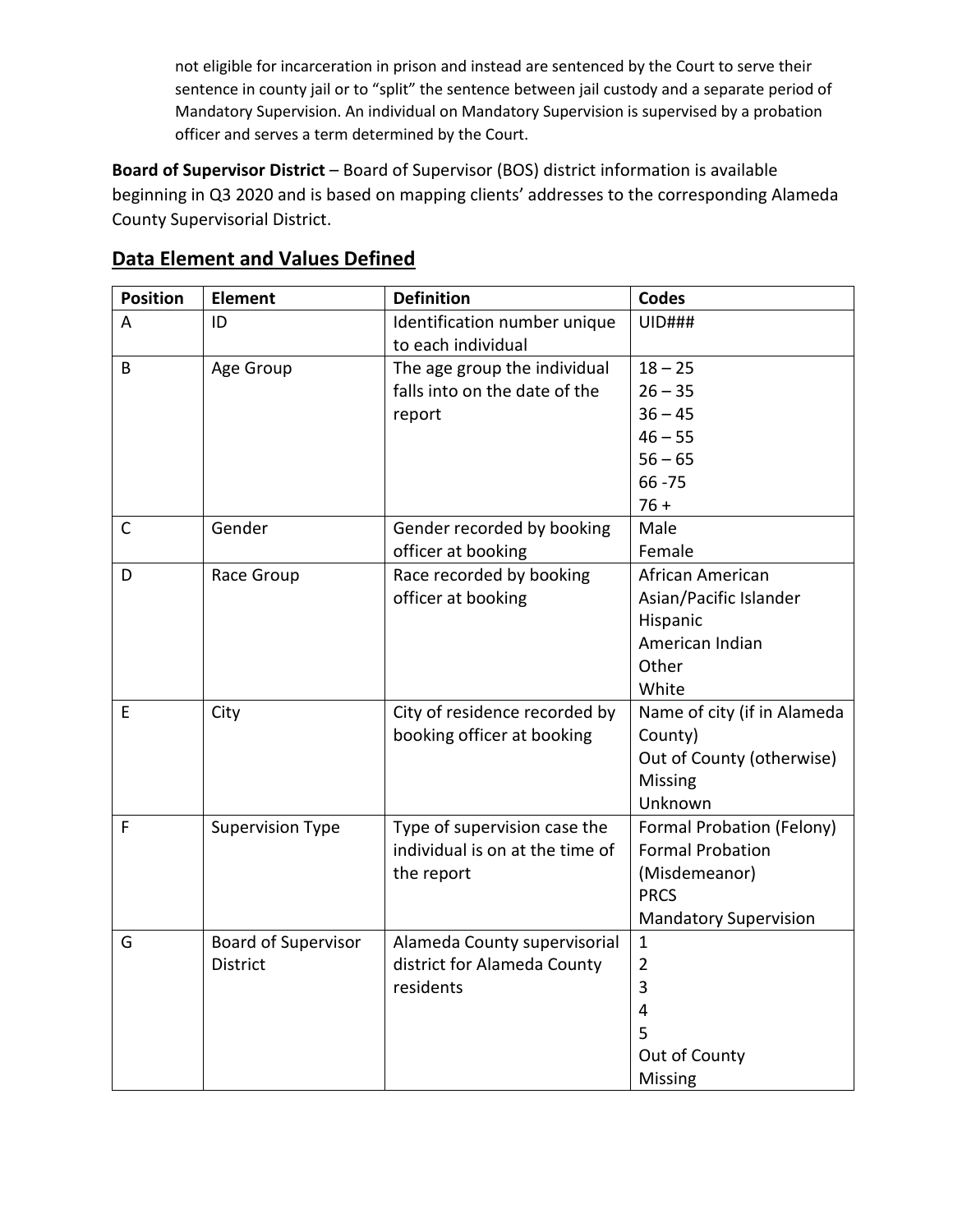not eligible for incarceration in prison and instead are sentenced by the Court to serve their sentence in county jail or to "split" the sentence between jail custody and a separate period of Mandatory Supervision. An individual on Mandatory Supervision is supervised by a probation officer and serves a term determined by the Court.

**Board of Supervisor District** – Board of Supervisor (BOS) district information is available beginning in Q3 2020 and is based on mapping clients' addresses to the corresponding Alameda County Supervisorial District.

## Data Element and Values Defined

| Position | Element | Definition | Codes |
|---|---|---|---|
| A | ID | Identification number unique to each individual | UID### |
| B | Age Group | The age group the individual falls into on the date of the report | 18 – 25<br>26 – 35<br>36 – 45<br>46 – 55<br>56 – 65<br>66 -75<br>76 + |
| C | Gender | Gender recorded by booking officer at booking | Male<br>Female |
| D | Race Group | Race recorded by booking officer at booking | African American<br>Asian/Pacific Islander<br>Hispanic<br>American Indian<br>Other<br>White |
| E | City | City of residence recorded by booking officer at booking | Name of city (if in Alameda County)<br>Out of County (otherwise)<br>Missing<br>Unknown |
| F | Supervision Type | Type of supervision case the individual is on at the time of the report | Formal Probation (Felony)<br>Formal Probation (Misdemeanor)<br>PRCS<br>Mandatory Supervision |
| G | Board of Supervisor District | Alameda County supervisorial district for Alameda County residents | 1<br>2<br>3<br>4<br>5<br>Out of County<br>Missing |